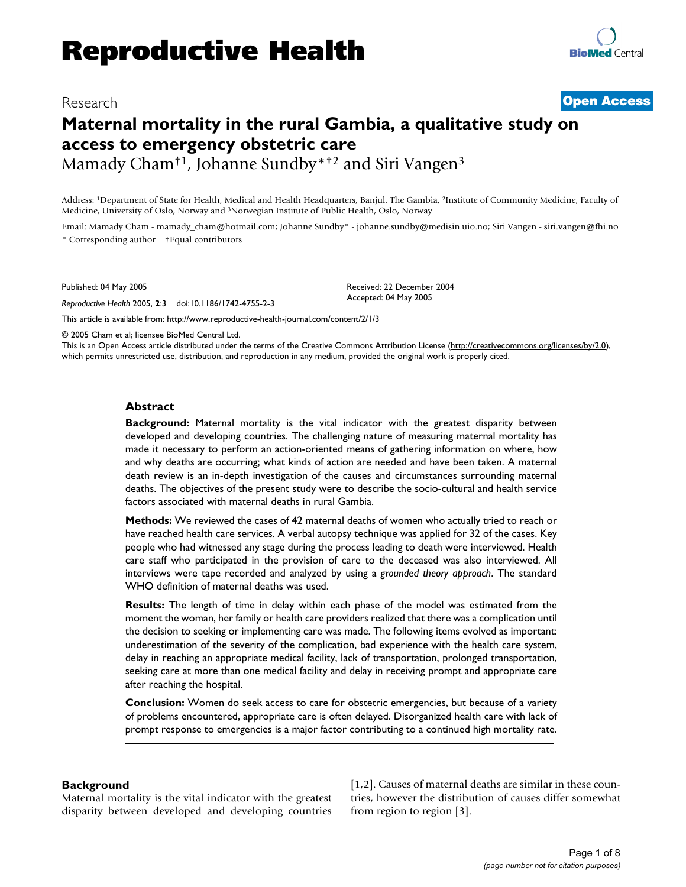# Reproductive Health

Research

**Open Access**

# Maternal mortality in the rural Gambia, a qualitative study on access to emergency obstetric care

Mamady Cham[†1], Johanne Sundby[*†2] and Siri Vangen[3]

Address: [1]Department of State for Health, Medical and Health Headquarters, Banjul, The Gambia, [2]Institute of Community Medicine, Faculty of Medicine, University of Oslo, Norway and [3]Norwegian Institute of Public Health, Oslo, Norway

Email: Mamady Cham - mamady_cham@hotmail.com; Johanne Sundby* - johanne.sundby@medisin.uio.no; Siri Vangen - siri.vangen@fhi.no

\* Corresponding author †Equal contributors

Published: 04 May 2005

*Reproductive Health* 2005, **2**:3 doi:10.1186/1742-4755-2-3

Received: 22 December 2004
Accepted: 04 May 2005

This article is available from: http://www.reproductive-health-journal.com/content/2/1/3

© 2005 Cham et al; licensee BioMed Central Ltd.

This is an Open Access article distributed under the terms of the Creative Commons Attribution License (http://creativecommons.org/licenses/by/2.0), which permits unrestricted use, distribution, and reproduction in any medium, provided the original work is properly cited.

## Abstract

**Background:** Maternal mortality is the vital indicator with the greatest disparity between developed and developing countries. The challenging nature of measuring maternal mortality has made it necessary to perform an action-oriented means of gathering information on where, how and why deaths are occurring; what kinds of action are needed and have been taken. A maternal death review is an in-depth investigation of the causes and circumstances surrounding maternal deaths. The objectives of the present study were to describe the socio-cultural and health service factors associated with maternal deaths in rural Gambia.

**Methods:** We reviewed the cases of 42 maternal deaths of women who actually tried to reach or have reached health care services. A verbal autopsy technique was applied for 32 of the cases. Key people who had witnessed any stage during the process leading to death were interviewed. Health care staff who participated in the provision of care to the deceased was also interviewed. All interviews were tape recorded and analyzed by using a *grounded theory approach*. The standard WHO definition of maternal deaths was used.

**Results:** The length of time in delay within each phase of the model was estimated from the moment the woman, her family or health care providers realized that there was a complication until the decision to seeking or implementing care was made. The following items evolved as important: underestimation of the severity of the complication, bad experience with the health care system, delay in reaching an appropriate medical facility, lack of transportation, prolonged transportation, seeking care at more than one medical facility and delay in receiving prompt and appropriate care after reaching the hospital.

**Conclusion:** Women do seek access to care for obstetric emergencies, but because of a variety of problems encountered, appropriate care is often delayed. Disorganized health care with lack of prompt response to emergencies is a major factor contributing to a continued high mortality rate.

## Background

Maternal mortality is the vital indicator with the greatest disparity between developed and developing countries [1,2]. Causes of maternal deaths are similar in these countries, however the distribution of causes differ somewhat from region to region [3].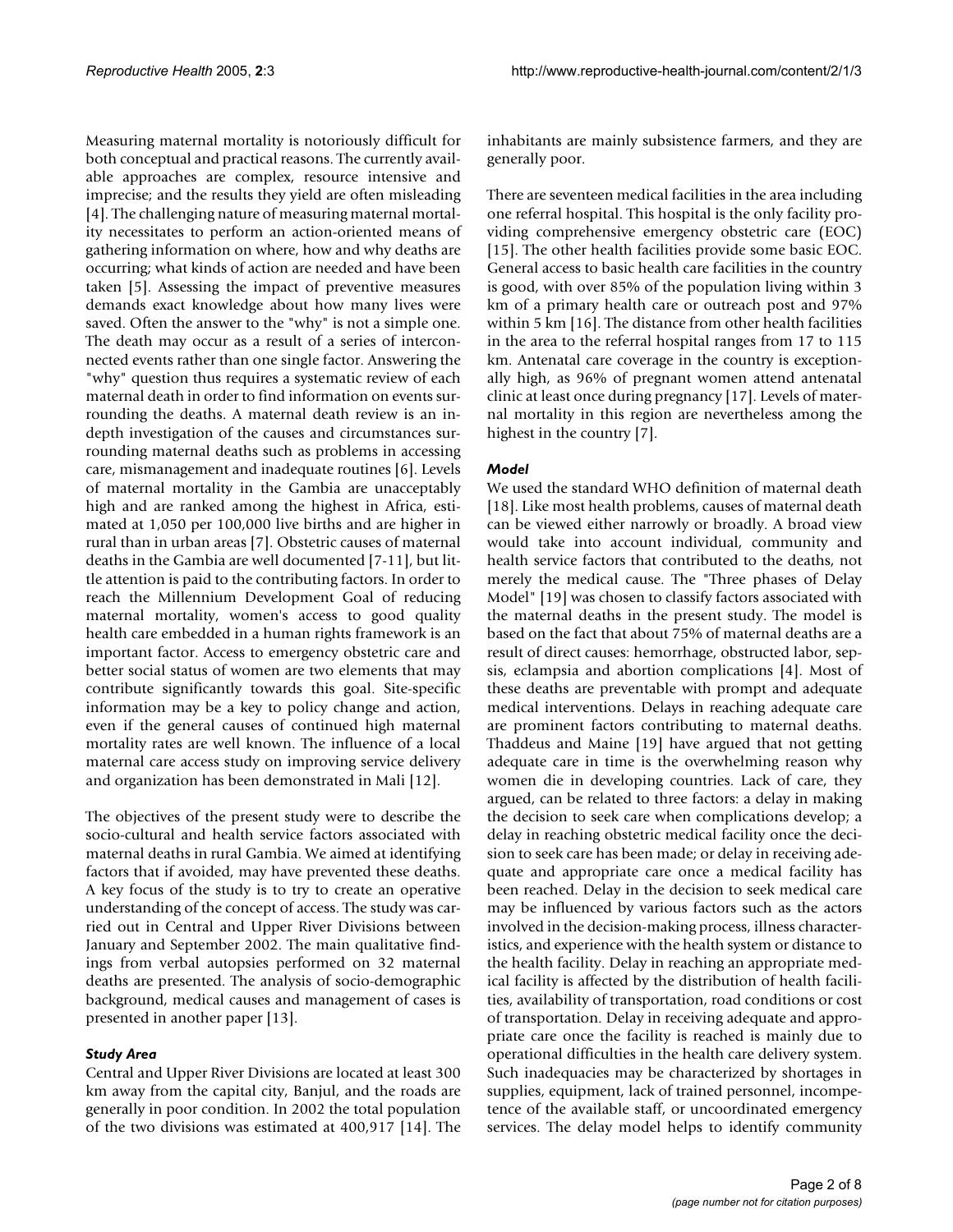Measuring maternal mortality is notoriously difficult for both conceptual and practical reasons. The currently available approaches are complex, resource intensive and imprecise; and the results they yield are often misleading [4]. The challenging nature of measuring maternal mortality necessitates to perform an action-oriented means of gathering information on where, how and why deaths are occurring; what kinds of action are needed and have been taken [5]. Assessing the impact of preventive measures demands exact knowledge about how many lives were saved. Often the answer to the "why" is not a simple one. The death may occur as a result of a series of interconnected events rather than one single factor. Answering the "why" question thus requires a systematic review of each maternal death in order to find information on events surrounding the deaths. A maternal death review is an in-depth investigation of the causes and circumstances surrounding maternal deaths such as problems in accessing care, mismanagement and inadequate routines [6]. Levels of maternal mortality in the Gambia are unacceptably high and are ranked among the highest in Africa, estimated at 1,050 per 100,000 live births and are higher in rural than in urban areas [7]. Obstetric causes of maternal deaths in the Gambia are well documented [7-11], but little attention is paid to the contributing factors. In order to reach the Millennium Development Goal of reducing maternal mortality, women's access to good quality health care embedded in a human rights framework is an important factor. Access to emergency obstetric care and better social status of women are two elements that may contribute significantly towards this goal. Site-specific information may be a key to policy change and action, even if the general causes of continued high maternal mortality rates are well known. The influence of a local maternal care access study on improving service delivery and organization has been demonstrated in Mali [12].

The objectives of the present study were to describe the socio-cultural and health service factors associated with maternal deaths in rural Gambia. We aimed at identifying factors that if avoided, may have prevented these deaths. A key focus of the study is to try to create an operative understanding of the concept of access. The study was carried out in Central and Upper River Divisions between January and September 2002. The main qualitative findings from verbal autopsies performed on 32 maternal deaths are presented. The analysis of socio-demographic background, medical causes and management of cases is presented in another paper [13].

### *Study Area*

Central and Upper River Divisions are located at least 300 km away from the capital city, Banjul, and the roads are generally in poor condition. In 2002 the total population of the two divisions was estimated at 400,917 [14]. The inhabitants are mainly subsistence farmers, and they are generally poor.

There are seventeen medical facilities in the area including one referral hospital. This hospital is the only facility providing comprehensive emergency obstetric care (EOC) [15]. The other health facilities provide some basic EOC. General access to basic health care facilities in the country is good, with over 85% of the population living within 3 km of a primary health care or outreach post and 97% within 5 km [16]. The distance from other health facilities in the area to the referral hospital ranges from 17 to 115 km. Antenatal care coverage in the country is exceptionally high, as 96% of pregnant women attend antenatal clinic at least once during pregnancy [17]. Levels of maternal mortality in this region are nevertheless among the highest in the country [7].

### *Model*

We used the standard WHO definition of maternal death [18]. Like most health problems, causes of maternal death can be viewed either narrowly or broadly. A broad view would take into account individual, community and health service factors that contributed to the deaths, not merely the medical cause. The "Three phases of Delay Model" [19] was chosen to classify factors associated with the maternal deaths in the present study. The model is based on the fact that about 75% of maternal deaths are a result of direct causes: hemorrhage, obstructed labor, sepsis, eclampsia and abortion complications [4]. Most of these deaths are preventable with prompt and adequate medical interventions. Delays in reaching adequate care are prominent factors contributing to maternal deaths. Thaddeus and Maine [19] have argued that not getting adequate care in time is the overwhelming reason why women die in developing countries. Lack of care, they argued, can be related to three factors: a delay in making the decision to seek care when complications develop; a delay in reaching obstetric medical facility once the decision to seek care has been made; or delay in receiving adequate and appropriate care once a medical facility has been reached. Delay in the decision to seek medical care may be influenced by various factors such as the actors involved in the decision-making process, illness characteristics, and experience with the health system or distance to the health facility. Delay in reaching an appropriate medical facility is affected by the distribution of health facilities, availability of transportation, road conditions or cost of transportation. Delay in receiving adequate and appropriate care once the facility is reached is mainly due to operational difficulties in the health care delivery system. Such inadequacies may be characterized by shortages in supplies, equipment, lack of trained personnel, incompetence of the available staff, or uncoordinated emergency services. The delay model helps to identify community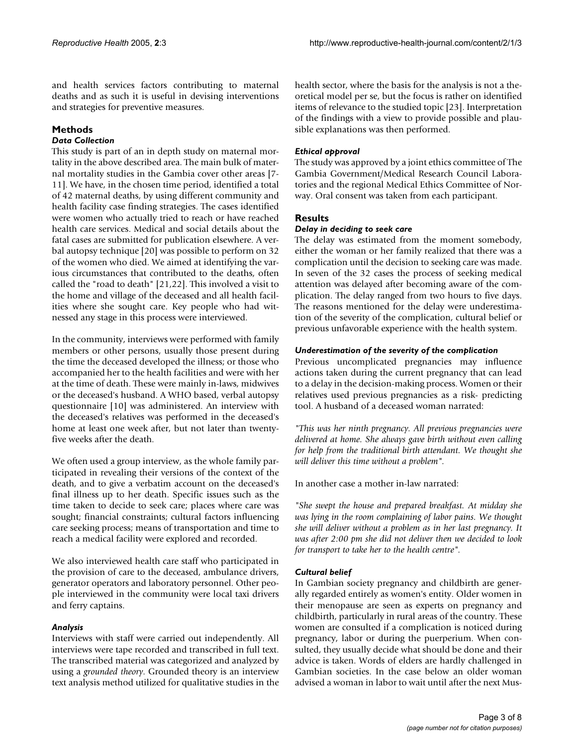and health services factors contributing to maternal deaths and as such it is useful in devising interventions and strategies for preventive measures.

## Methods

### *Data Collection*

This study is part of an in depth study on maternal mortality in the above described area. The main bulk of maternal mortality studies in the Gambia cover other areas [7-11]. We have, in the chosen time period, identified a total of 42 maternal deaths, by using different community and health facility case finding strategies. The cases identified were women who actually tried to reach or have reached health care services. Medical and social details about the fatal cases are submitted for publication elsewhere. A verbal autopsy technique [20] was possible to perform on 32 of the women who died. We aimed at identifying the various circumstances that contributed to the deaths, often called the "road to death" [21,22]. This involved a visit to the home and village of the deceased and all health facilities where she sought care. Key people who had witnessed any stage in this process were interviewed.

In the community, interviews were performed with family members or other persons, usually those present during the time the deceased developed the illness; or those who accompanied her to the health facilities and were with her at the time of death. These were mainly in-laws, midwives or the deceased's husband. A WHO based, verbal autopsy questionnaire [10] was administered. An interview with the deceased's relatives was performed in the deceased's home at least one week after, but not later than twenty-five weeks after the death.

We often used a group interview, as the whole family participated in revealing their versions of the context of the death, and to give a verbatim account on the deceased's final illness up to her death. Specific issues such as the time taken to decide to seek care; places where care was sought; financial constraints; cultural factors influencing care seeking process; means of transportation and time to reach a medical facility were explored and recorded.

We also interviewed health care staff who participated in the provision of care to the deceased, ambulance drivers, generator operators and laboratory personnel. Other people interviewed in the community were local taxi drivers and ferry captains.

### *Analysis*

Interviews with staff were carried out independently. All interviews were tape recorded and transcribed in full text. The transcribed material was categorized and analyzed by using a *grounded theory*. Grounded theory is an interview text analysis method utilized for qualitative studies in the health sector, where the basis for the analysis is not a theoretical model per se, but the focus is rather on identified items of relevance to the studied topic [23]. Interpretation of the findings with a view to provide possible and plausible explanations was then performed.

### *Ethical approval*

The study was approved by a joint ethics committee of The Gambia Government/Medical Research Council Laboratories and the regional Medical Ethics Committee of Norway. Oral consent was taken from each participant.

## Results

### *Delay in deciding to seek care*

The delay was estimated from the moment somebody, either the woman or her family realized that there was a complication until the decision to seeking care was made. In seven of the 32 cases the process of seeking medical attention was delayed after becoming aware of the complication. The delay ranged from two hours to five days. The reasons mentioned for the delay were underestimation of the severity of the complication, cultural belief or previous unfavorable experience with the health system.

### *Underestimation of the severity of the complication*

Previous uncomplicated pregnancies may influence actions taken during the current pregnancy that can lead to a delay in the decision-making process. Women or their relatives used previous pregnancies as a risk- predicting tool. A husband of a deceased woman narrated:

*"This was her ninth pregnancy. All previous pregnancies were delivered at home. She always gave birth without even calling for help from the traditional birth attendant. We thought she will deliver this time without a problem".*

In another case a mother in-law narrated:

*"She swept the house and prepared breakfast. At midday she was lying in the room complaining of labor pains. We thought she will deliver without a problem as in her last pregnancy. It was after 2:00 pm she did not deliver then we decided to look for transport to take her to the health centre".*

### *Cultural belief*

In Gambian society pregnancy and childbirth are generally regarded entirely as women's entity. Older women in their menopause are seen as experts on pregnancy and childbirth, particularly in rural areas of the country. These women are consulted if a complication is noticed during pregnancy, labor or during the puerperium. When consulted, they usually decide what should be done and their advice is taken. Words of elders are hardly challenged in Gambian societies. In the case below an older woman advised a woman in labor to wait until after the next Mus-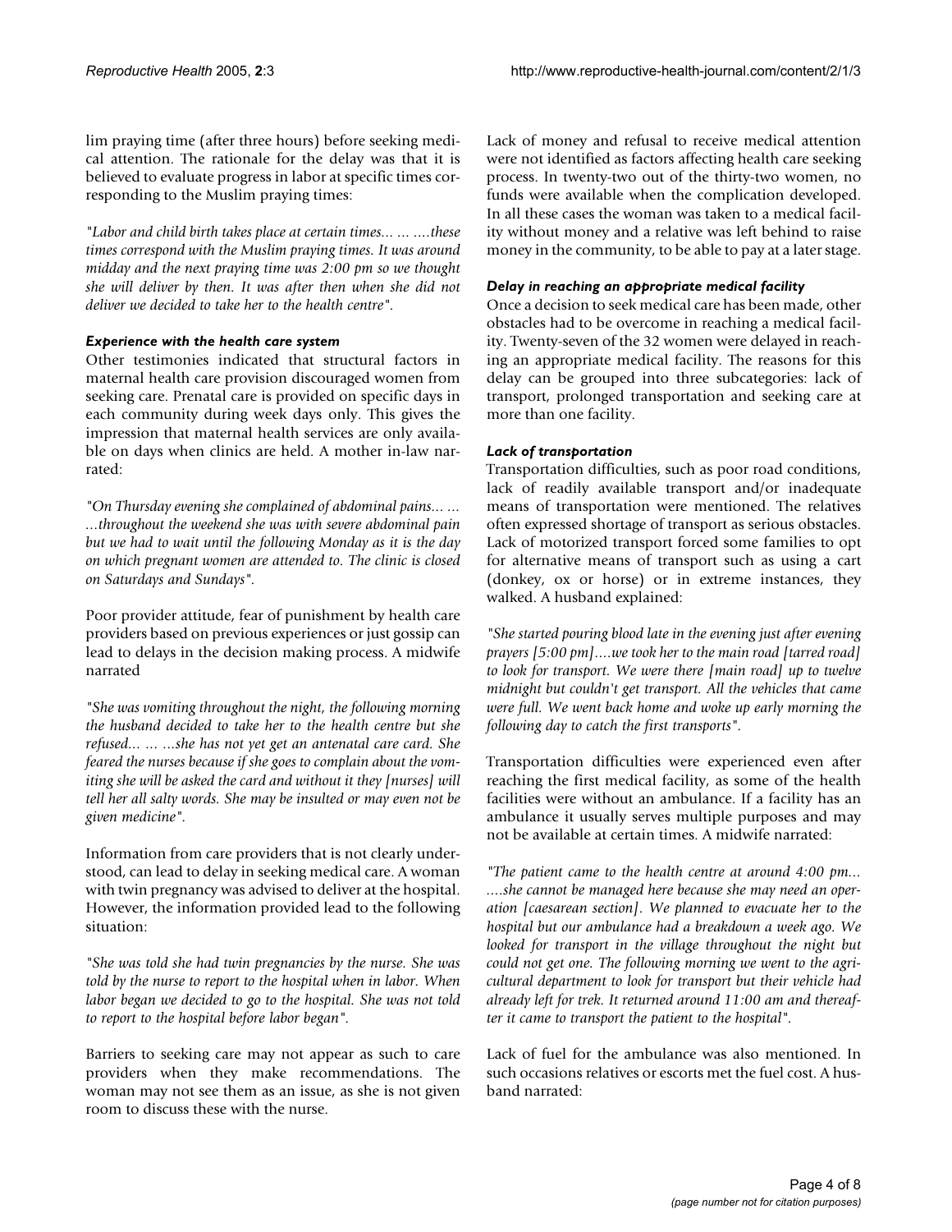lim praying time (after three hours) before seeking medical attention. The rationale for the delay was that it is believed to evaluate progress in labor at specific times corresponding to the Muslim praying times:

*"Labor and child birth takes place at certain times... ... ....these times correspond with the Muslim praying times. It was around midday and the next praying time was 2:00 pm so we thought she will deliver by then. It was after then when she did not deliver we decided to take her to the health centre".*

### *Experience with the health care system*

Other testimonies indicated that structural factors in maternal health care provision discouraged women from seeking care. Prenatal care is provided on specific days in each community during week days only. This gives the impression that maternal health services are only available on days when clinics are held. A mother in-law narrated:

*"On Thursday evening she complained of abdominal pains... ... ...throughout the weekend she was with severe abdominal pain but we had to wait until the following Monday as it is the day on which pregnant women are attended to. The clinic is closed on Saturdays and Sundays".*

Poor provider attitude, fear of punishment by health care providers based on previous experiences or just gossip can lead to delays in the decision making process. A midwife narrated

*"She was vomiting throughout the night, the following morning the husband decided to take her to the health centre but she refused... ... ...she has not yet get an antenatal care card. She feared the nurses because if she goes to complain about the vomiting she will be asked the card and without it they [nurses] will tell her all salty words. She may be insulted or may even not be given medicine".*

Information from care providers that is not clearly understood, can lead to delay in seeking medical care. A woman with twin pregnancy was advised to deliver at the hospital. However, the information provided lead to the following situation:

*"She was told she had twin pregnancies by the nurse. She was told by the nurse to report to the hospital when in labor. When labor began we decided to go to the hospital. She was not told to report to the hospital before labor began".*

Barriers to seeking care may not appear as such to care providers when they make recommendations. The woman may not see them as an issue, as she is not given room to discuss these with the nurse.

Lack of money and refusal to receive medical attention were not identified as factors affecting health care seeking process. In twenty-two out of the thirty-two women, no funds were available when the complication developed. In all these cases the woman was taken to a medical facility without money and a relative was left behind to raise money in the community, to be able to pay at a later stage.

### *Delay in reaching an appropriate medical facility*

Once a decision to seek medical care has been made, other obstacles had to be overcome in reaching a medical facility. Twenty-seven of the 32 women were delayed in reaching an appropriate medical facility. The reasons for this delay can be grouped into three subcategories: lack of transport, prolonged transportation and seeking care at more than one facility.

### *Lack of transportation*

Transportation difficulties, such as poor road conditions, lack of readily available transport and/or inadequate means of transportation were mentioned. The relatives often expressed shortage of transport as serious obstacles. Lack of motorized transport forced some families to opt for alternative means of transport such as using a cart (donkey, ox or horse) or in extreme instances, they walked. A husband explained:

*"She started pouring blood late in the evening just after evening prayers [5:00 pm]....we took her to the main road [tarred road] to look for transport. We were there [main road] up to twelve midnight but couldn't get transport. All the vehicles that came were full. We went back home and woke up early morning the following day to catch the first transports".*

Transportation difficulties were experienced even after reaching the first medical facility, as some of the health facilities were without an ambulance. If a facility has an ambulance it usually serves multiple purposes and may not be available at certain times. A midwife narrated:

*"The patient came to the health centre at around 4:00 pm... ....she cannot be managed here because she may need an operation [caesarean section]. We planned to evacuate her to the hospital but our ambulance had a breakdown a week ago. We looked for transport in the village throughout the night but could not get one. The following morning we went to the agricultural department to look for transport but their vehicle had already left for trek. It returned around 11:00 am and thereafter it came to transport the patient to the hospital".*

Lack of fuel for the ambulance was also mentioned. In such occasions relatives or escorts met the fuel cost. A husband narrated: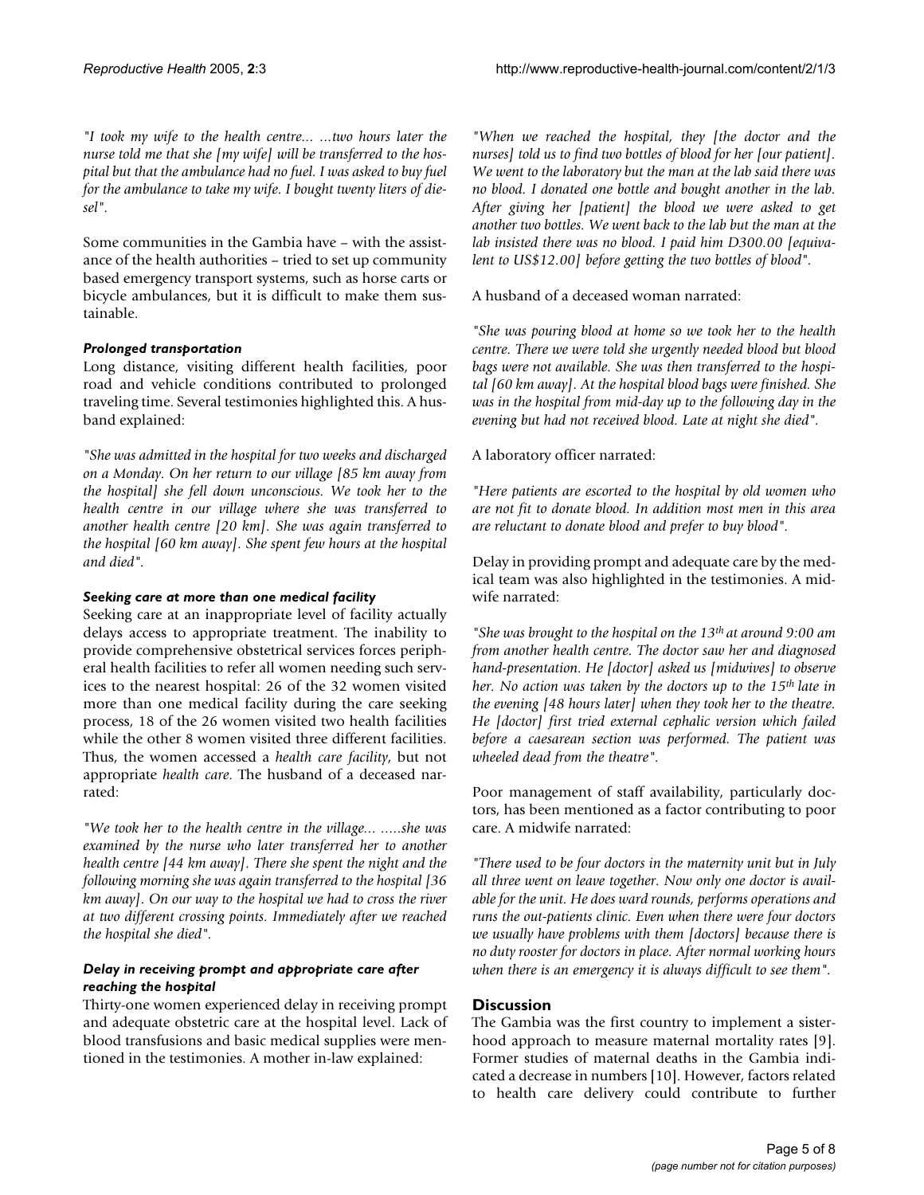*"I took my wife to the health centre... ...two hours later the nurse told me that she [my wife] will be transferred to the hospital but that the ambulance had no fuel. I was asked to buy fuel for the ambulance to take my wife. I bought twenty liters of diesel".*

Some communities in the Gambia have – with the assistance of the health authorities – tried to set up community based emergency transport systems, such as horse carts or bicycle ambulances, but it is difficult to make them sustainable.

#### *Prolonged transportation*

Long distance, visiting different health facilities, poor road and vehicle conditions contributed to prolonged traveling time. Several testimonies highlighted this. A husband explained:

*"She was admitted in the hospital for two weeks and discharged on a Monday. On her return to our village [85 km away from the hospital] she fell down unconscious. We took her to the health centre in our village where she was transferred to another health centre [20 km]. She was again transferred to the hospital [60 km away]. She spent few hours at the hospital and died".*

#### *Seeking care at more than one medical facility*

Seeking care at an inappropriate level of facility actually delays access to appropriate treatment. The inability to provide comprehensive obstetrical services forces peripheral health facilities to refer all women needing such services to the nearest hospital: 26 of the 32 women visited more than one medical facility during the care seeking process, 18 of the 26 women visited two health facilities while the other 8 women visited three different facilities. Thus, the women accessed a *health care facility*, but not appropriate *health care*. The husband of a deceased narrated:

*"We took her to the health centre in the village... .....she was examined by the nurse who later transferred her to another health centre [44 km away]. There she spent the night and the following morning she was again transferred to the hospital [36 km away]. On our way to the hospital we had to cross the river at two different crossing points. Immediately after we reached the hospital she died".*

#### *Delay in receiving prompt and appropriate care after reaching the hospital*

Thirty-one women experienced delay in receiving prompt and adequate obstetric care at the hospital level. Lack of blood transfusions and basic medical supplies were mentioned in the testimonies. A mother in-law explained:

*"When we reached the hospital, they [the doctor and the nurses] told us to find two bottles of blood for her [our patient]. We went to the laboratory but the man at the lab said there was no blood. I donated one bottle and bought another in the lab. After giving her [patient] the blood we were asked to get another two bottles. We went back to the lab but the man at the lab insisted there was no blood. I paid him D300.00 [equivalent to US\$12.00] before getting the two bottles of blood".*

A husband of a deceased woman narrated:

*"She was pouring blood at home so we took her to the health centre. There we were told she urgently needed blood but blood bags were not available. She was then transferred to the hospital [60 km away]. At the hospital blood bags were finished. She was in the hospital from mid-day up to the following day in the evening but had not received blood. Late at night she died".*

A laboratory officer narrated:

*"Here patients are escorted to the hospital by old women who are not fit to donate blood. In addition most men in this area are reluctant to donate blood and prefer to buy blood".*

Delay in providing prompt and adequate care by the medical team was also highlighted in the testimonies. A midwife narrated:

*"She was brought to the hospital on the 13th at around 9:00 am from another health centre. The doctor saw her and diagnosed hand-presentation. He [doctor] asked us [midwives] to observe her. No action was taken by the doctors up to the 15th late in the evening [48 hours later] when they took her to the theatre. He [doctor] first tried external cephalic version which failed before a caesarean section was performed. The patient was wheeled dead from the theatre".*

Poor management of staff availability, particularly doctors, has been mentioned as a factor contributing to poor care. A midwife narrated:

*"There used to be four doctors in the maternity unit but in July all three went on leave together. Now only one doctor is available for the unit. He does ward rounds, performs operations and runs the out-patients clinic. Even when there were four doctors we usually have problems with them [doctors] because there is no duty rooster for doctors in place. After normal working hours when there is an emergency it is always difficult to see them".*

## Discussion

The Gambia was the first country to implement a sisterhood approach to measure maternal mortality rates [9]. Former studies of maternal deaths in the Gambia indicated a decrease in numbers [10]. However, factors related to health care delivery could contribute to further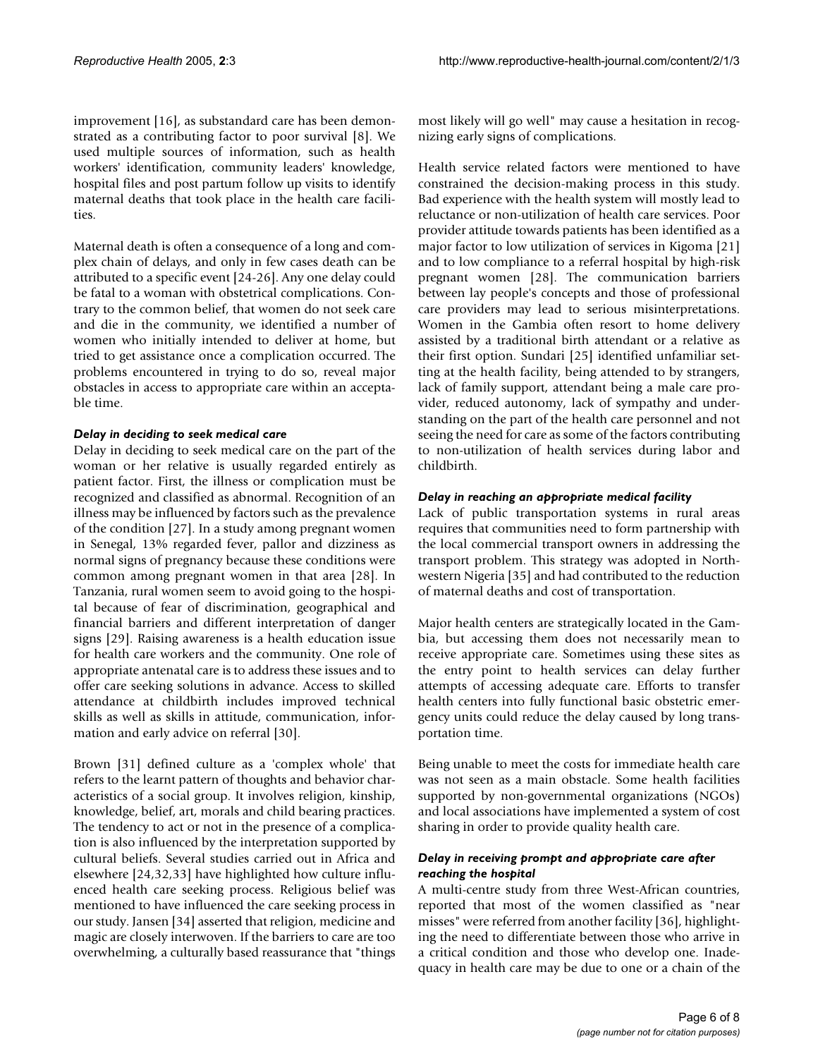improvement [16], as substandard care has been demonstrated as a contributing factor to poor survival [8]. We used multiple sources of information, such as health workers' identification, community leaders' knowledge, hospital files and post partum follow up visits to identify maternal deaths that took place in the health care facilities.

Maternal death is often a consequence of a long and complex chain of delays, and only in few cases death can be attributed to a specific event [24-26]. Any one delay could be fatal to a woman with obstetrical complications. Contrary to the common belief, that women do not seek care and die in the community, we identified a number of women who initially intended to deliver at home, but tried to get assistance once a complication occurred. The problems encountered in trying to do so, reveal major obstacles in access to appropriate care within an acceptable time.

### *Delay in deciding to seek medical care*

Delay in deciding to seek medical care on the part of the woman or her relative is usually regarded entirely as patient factor. First, the illness or complication must be recognized and classified as abnormal. Recognition of an illness may be influenced by factors such as the prevalence of the condition [27]. In a study among pregnant women in Senegal, 13% regarded fever, pallor and dizziness as normal signs of pregnancy because these conditions were common among pregnant women in that area [28]. In Tanzania, rural women seem to avoid going to the hospital because of fear of discrimination, geographical and financial barriers and different interpretation of danger signs [29]. Raising awareness is a health education issue for health care workers and the community. One role of appropriate antenatal care is to address these issues and to offer care seeking solutions in advance. Access to skilled attendance at childbirth includes improved technical skills as well as skills in attitude, communication, information and early advice on referral [30].

Brown [31] defined culture as a 'complex whole' that refers to the learnt pattern of thoughts and behavior characteristics of a social group. It involves religion, kinship, knowledge, belief, art, morals and child bearing practices. The tendency to act or not in the presence of a complication is also influenced by the interpretation supported by cultural beliefs. Several studies carried out in Africa and elsewhere [24,32,33] have highlighted how culture influenced health care seeking process. Religious belief was mentioned to have influenced the care seeking process in our study. Jansen [34] asserted that religion, medicine and magic are closely interwoven. If the barriers to care are too overwhelming, a culturally based reassurance that "things most likely will go well" may cause a hesitation in recognizing early signs of complications.

Health service related factors were mentioned to have constrained the decision-making process in this study. Bad experience with the health system will mostly lead to reluctance or non-utilization of health care services. Poor provider attitude towards patients has been identified as a major factor to low utilization of services in Kigoma [21] and to low compliance to a referral hospital by high-risk pregnant women [28]. The communication barriers between lay people's concepts and those of professional care providers may lead to serious misinterpretations. Women in the Gambia often resort to home delivery assisted by a traditional birth attendant or a relative as their first option. Sundari [25] identified unfamiliar setting at the health facility, being attended to by strangers, lack of family support, attendant being a male care provider, reduced autonomy, lack of sympathy and understanding on the part of the health care personnel and not seeing the need for care as some of the factors contributing to non-utilization of health services during labor and childbirth.

### *Delay in reaching an appropriate medical facility*

Lack of public transportation systems in rural areas requires that communities need to form partnership with the local commercial transport owners in addressing the transport problem. This strategy was adopted in Northwestern Nigeria [35] and had contributed to the reduction of maternal deaths and cost of transportation.

Major health centers are strategically located in the Gambia, but accessing them does not necessarily mean to receive appropriate care. Sometimes using these sites as the entry point to health services can delay further attempts of accessing adequate care. Efforts to transfer health centers into fully functional basic obstetric emergency units could reduce the delay caused by long transportation time.

Being unable to meet the costs for immediate health care was not seen as a main obstacle. Some health facilities supported by non-governmental organizations (NGOs) and local associations have implemented a system of cost sharing in order to provide quality health care.

### *Delay in receiving prompt and appropriate care after reaching the hospital*

A multi-centre study from three West-African countries, reported that most of the women classified as "near misses" were referred from another facility [36], highlighting the need to differentiate between those who arrive in a critical condition and those who develop one. Inadequacy in health care may be due to one or a chain of the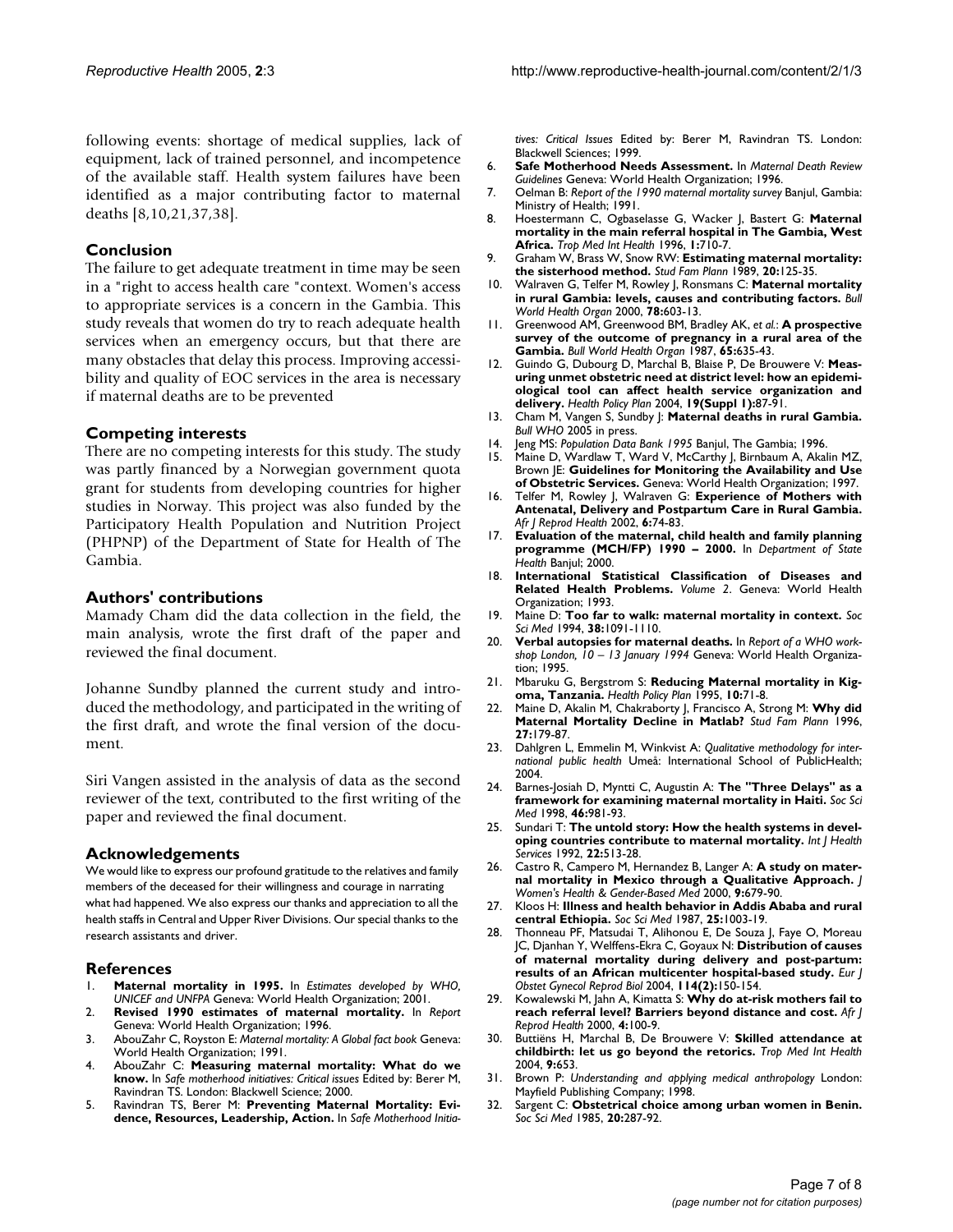following events: shortage of medical supplies, lack of equipment, lack of trained personnel, and incompetence of the available staff. Health system failures have been identified as a major contributing factor to maternal deaths [8,10,21,37,38].

## Conclusion

The failure to get adequate treatment in time may be seen in a "right to access health care "context. Women's access to appropriate services is a concern in the Gambia. This study reveals that women do try to reach adequate health services when an emergency occurs, but that there are many obstacles that delay this process. Improving accessibility and quality of EOC services in the area is necessary if maternal deaths are to be prevented

## Competing interests

There are no competing interests for this study. The study was partly financed by a Norwegian government quota grant for students from developing countries for higher studies in Norway. This project was also funded by the Participatory Health Population and Nutrition Project (PHPNP) of the Department of State for Health of The Gambia.

## Authors' contributions

Mamady Cham did the data collection in the field, the main analysis, wrote the first draft of the paper and reviewed the final document.

Johanne Sundby planned the current study and introduced the methodology, and participated in the writing of the first draft, and wrote the final version of the document.

Siri Vangen assisted in the analysis of data as the second reviewer of the text, contributed to the first writing of the paper and reviewed the final document.

## Acknowledgements

We would like to express our profound gratitude to the relatives and family members of the deceased for their willingness and courage in narrating what had happened. We also express our thanks and appreciation to all the health staffs in Central and Upper River Divisions. Our special thanks to the research assistants and driver.

## References

1. **Maternal mortality in 1995.** In *Estimates developed by WHO, UNICEF and UNFPA* Geneva: World Health Organization; 2001.
2. **Revised 1990 estimates of maternal mortality.** In *Report* Geneva: World Health Organization; 1996.
3. AbouZahr C, Royston E: *Maternal mortality: A Global fact book* Geneva: World Health Organization; 1991.
4. AbouZahr C: **Measuring maternal mortality: What do we know.** In *Safe motherhood initiatives: Critical issues* Edited by: Berer M, Ravindran TS. London: Blackwell Science; 2000.
5. Ravindran TS, Berer M: **Preventing Maternal Mortality: Evidence, Resources, Leadership, Action.** In *Safe Motherhood Initiatives: Critical Issues* Edited by: Berer M, Ravindran TS. London: Blackwell Sciences; 1999.
6. **Safe Motherhood Needs Assessment.** In *Maternal Death Review Guidelines* Geneva: World Health Organization; 1996.
7. Oelman B: *Report of the 1990 maternal mortality survey* Banjul, Gambia: Ministry of Health; 1991.
8. Hoestermann C, Ogbaselasse G, Wacker J, Bastert G: **Maternal mortality in the main referral hospital in The Gambia, West Africa.** *Trop Med Int Health* 1996, **1:**710-7.
9. Graham W, Brass W, Snow RW: **Estimating maternal mortality: the sisterhood method.** *Stud Fam Plann* 1989, **20:**125-35.
10. Walraven G, Telfer M, Rowley J, Ronsmans C: **Maternal mortality in rural Gambia: levels, causes and contributing factors.** *Bull World Health Organ* 2000, **78:**603-13.
11. Greenwood AM, Greenwood BM, Bradley AK, *et al.*: **A prospective survey of the outcome of pregnancy in a rural area of the Gambia.** *Bull World Health Organ* 1987, **65:**635-43.
12. Guindo G, Dubourg D, Marchal B, Blaise P, De Brouwere V: **Measuring unmet obstetric need at district level: how an epidemiological tool can affect health service organization and delivery.** *Health Policy Plan* 2004, **19(Suppl 1):**87-91.
13. Cham M, Vangen S, Sundby J: **Maternal deaths in rural Gambia.** *Bull WHO* 2005 in press.
14. Jeng MS: *Population Data Bank 1995* Banjul, The Gambia; 1996.
15. Maine D, Wardlaw T, Ward V, McCarthy J, Birnbaum A, Akalin MZ, Brown JE: **Guidelines for Monitoring the Availability and Use of Obstetric Services.** Geneva: World Health Organization; 1997.
16. Telfer M, Rowley J, Walraven G: **Experience of Mothers with Antenatal, Delivery and Postpartum Care in Rural Gambia.** *Afr J Reprod Health* 2002, **6:**74-83.
17. **Evaluation of the maternal, child health and family planning programme (MCH/FP) 1990 – 2000.** In *Department of State Health* Banjul; 2000.
18. **International Statistical Classification of Diseases and Related Health Problems.** *Volume 2*. Geneva: World Health Organization; 1993.
19. Maine D: **Too far to walk: maternal mortality in context.** *Soc Sci Med* 1994, **38:**1091-1110.
20. **Verbal autopsies for maternal deaths.** In *Report of a WHO workshop London, 10 – 13 January 1994* Geneva: World Health Organization; 1995.
21. Mbaruku G, Bergstrom S: **Reducing Maternal mortality in Kigoma, Tanzania.** *Health Policy Plan* 1995, **10:**71-8.
22. Maine D, Akalin M, Chakraborty J, Francisco A, Strong M: **Why did Maternal Mortality Decline in Matlab?** *Stud Fam Plann* 1996, **27:**179-87.
23. Dahlgren L, Emmelin M, Winkvist A: *Qualitative methodology for international public health* Umeå: International School of PublicHealth; 2004.
24. Barnes-Josiah D, Myntti C, Augustin A: **The "Three Delays" as a framework for examining maternal mortality in Haiti.** *Soc Sci Med* 1998, **46:**981-93.
25. Sundari T: **The untold story: How the health systems in developing countries contribute to maternal mortality.** *Int J Health Services* 1992, **22:**513-28.
26. Castro R, Campero M, Hernandez B, Langer A: **A study on maternal mortality in Mexico through a Qualitative Approach.** *J Women's Health & Gender-Based Med* 2000, **9:**679-90.
27. Kloos H: **Illness and health behavior in Addis Ababa and rural central Ethiopia.** *Soc Sci Med* 1987, **25:**1003-19.
28. Thonneau PF, Matsudai T, Alihonou E, De Souza J, Faye O, Moreau JC, Djanhan Y, Welffens-Ekra C, Goyaux N: **Distribution of causes of maternal mortality during delivery and post-partum: results of an African multicenter hospital-based study.** *Eur J Obstet Gynecol Reprod Biol* 2004, **114(2):**150-154.
29. Kowalewski M, Jahn A, Kimatta S: **Why do at-risk mothers fail to reach referral level? Barriers beyond distance and cost.** *Afr J Reprod Health* 2000, **4:**100-9.
30. Buttiëns H, Marchal B, De Brouwere V: **Skilled attendance at childbirth: let us go beyond the retorics.** *Trop Med Int Health* 2004, **9:**653.
31. Brown P: *Understanding and applying medical anthropology* London: Mayfield Publishing Company; 1998.
32. Sargent C: **Obstetrical choice among urban women in Benin.** *Soc Sci Med* 1985, **20:**287-92.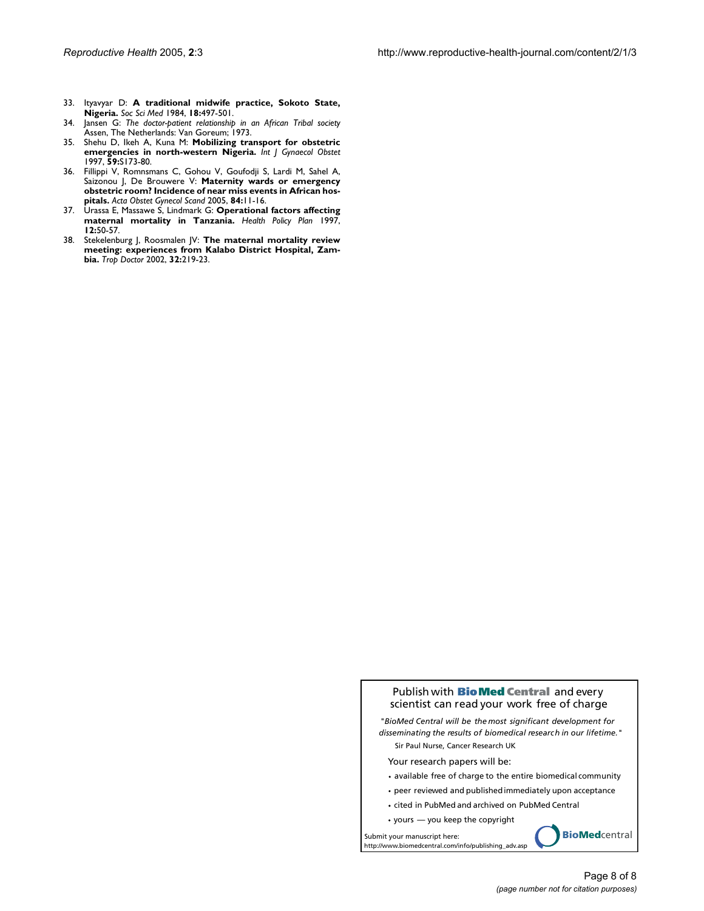33. Ityavyar D: **A traditional midwife practice, Sokoto State, Nigeria.** *Soc Sci Med* 1984, **18:**497-501.
34. Jansen G: *The doctor-patient relationship in an African Tribal society* Assen, The Netherlands: Van Goreum; 1973.
35. Shehu D, Ikeh A, Kuna M: **Mobilizing transport for obstetric emergencies in north-western Nigeria.** *Int J Gynaecol Obstet* 1997, **59:**S173-80.
36. Fillippi V, Romnsmans C, Gohou V, Goufodji S, Lardi M, Sahel A, Saizonou J, De Brouwere V: **Maternity wards or emergency obstetric room? Incidence of near miss events in African hospitals.** *Acta Obstet Gynecol Scand* 2005, **84:**11-16.
37. Urassa E, Massawe S, Lindmark G: **Operational factors affecting maternal mortality in Tanzania.** *Health Policy Plan* 1997, **12:**50-57.
38. Stekelenburg J, Roosmalen JV: **The maternal mortality review meeting: experiences from Kalabo District Hospital, Zambia.** *Trop Doctor* 2002, **32:**219-23.

Publish with **BioMed Central** and every scientist can read your work free of charge

*"BioMed Central will be the most significant development for disseminating the results of biomedical research in our lifetime."*

Sir Paul Nurse, Cancer Research UK

Your research papers will be:

- available free of charge to the entire biomedical community
- peer reviewed and published immediately upon acceptance
- cited in PubMed and archived on PubMed Central
- yours — you keep the copyright

Submit your manuscript here:
http://www.biomedcentral.com/info/publishing_adv.asp

**BioMed**central